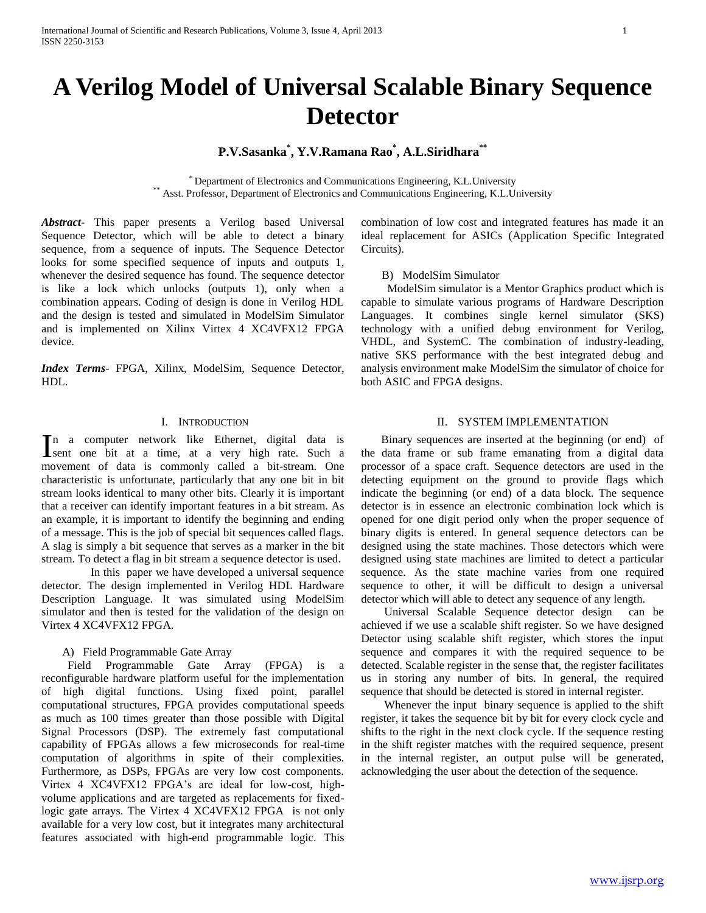# A Verilog Model of Universal Scalable Binary Sequence Detector

**P.V.Sasanka*, Y.V.Ramana Rao*, A.L.Siridhara****

* Department of Electronics and Communications Engineering, K.L.University
** Asst. Professor, Department of Electronics and Communications Engineering, K.L.University

***Abstract-*** This paper presents a Verilog based Universal Sequence Detector, which will be able to detect a binary sequence, from a sequence of inputs. The Sequence Detector looks for some specified sequence of inputs and outputs 1, whenever the desired sequence has found. The sequence detector is like a lock which unlocks (outputs 1), only when a combination appears. Coding of design is done in Verilog HDL and the design is tested and simulated in ModelSim Simulator and is implemented on Xilinx Virtex 4 XC4VFX12 FPGA device.

***Index Terms-*** FPGA, Xilinx, ModelSim, Sequence Detector, HDL.

## I. Introduction

In a computer network like Ethernet, digital data is sent one bit at a time, at a very high rate. Such a movement of data is commonly called a bit-stream. One characteristic is unfortunate, particularly that any one bit in bit stream looks identical to many other bits. Clearly it is important that a receiver can identify important features in a bit stream. As an example, it is important to identify the beginning and ending of a message. This is the job of special bit sequences called flags. A slag is simply a bit sequence that serves as a marker in the bit stream. To detect a flag in bit stream a sequence detector is used.

In this paper we have developed a universal sequence detector. The design implemented in Verilog HDL Hardware Description Language. It was simulated using ModelSim simulator and then is tested for the validation of the design on Virtex 4 XC4VFX12 FPGA.

### A) Field Programmable Gate Array

Field Programmable Gate Array (FPGA) is a reconfigurable hardware platform useful for the implementation of high digital functions. Using fixed point, parallel computational structures, FPGA provides computational speeds as much as 100 times greater than those possible with Digital Signal Processors (DSP). The extremely fast computational capability of FPGAs allows a few microseconds for real-time computation of algorithms in spite of their complexities. Furthermore, as DSPs, FPGAs are very low cost components. Virtex 4 XC4VFX12 FPGA's are ideal for low-cost, high-volume applications and are targeted as replacements for fixed-logic gate arrays. The Virtex 4 XC4VFX12 FPGA is not only available for a very low cost, but it integrates many architectural features associated with high-end programmable logic. This combination of low cost and integrated features has made it an ideal replacement for ASICs (Application Specific Integrated Circuits).

### B) ModelSim Simulator

ModelSim simulator is a Mentor Graphics product which is capable to simulate various programs of Hardware Description Languages. It combines single kernel simulator (SKS) technology with a unified debug environment for Verilog, VHDL, and SystemC. The combination of industry-leading, native SKS performance with the best integrated debug and analysis environment make ModelSim the simulator of choice for both ASIC and FPGA designs.

## II. System Implementation

Binary sequences are inserted at the beginning (or end) of the data frame or sub frame emanating from a digital data processor of a space craft. Sequence detectors are used in the detecting equipment on the ground to provide flags which indicate the beginning (or end) of a data block. The sequence detector is in essence an electronic combination lock which is opened for one digit period only when the proper sequence of binary digits is entered. In general sequence detectors can be designed using the state machines. Those detectors which were designed using state machines are limited to detect a particular sequence. As the state machine varies from one required sequence to other, it will be difficult to design a universal detector which will able to detect any sequence of any length.

Universal Scalable Sequence detector design can be achieved if we use a scalable shift register. So we have designed Detector using scalable shift register, which stores the input sequence and compares it with the required sequence to be detected. Scalable register in the sense that, the register facilitates us in storing any number of bits. In general, the required sequence that should be detected is stored in internal register.

Whenever the input binary sequence is applied to the shift register, it takes the sequence bit by bit for every clock cycle and shifts to the right in the next clock cycle. If the sequence resting in the shift register matches with the required sequence, present in the internal register, an output pulse will be generated, acknowledging the user about the detection of the sequence.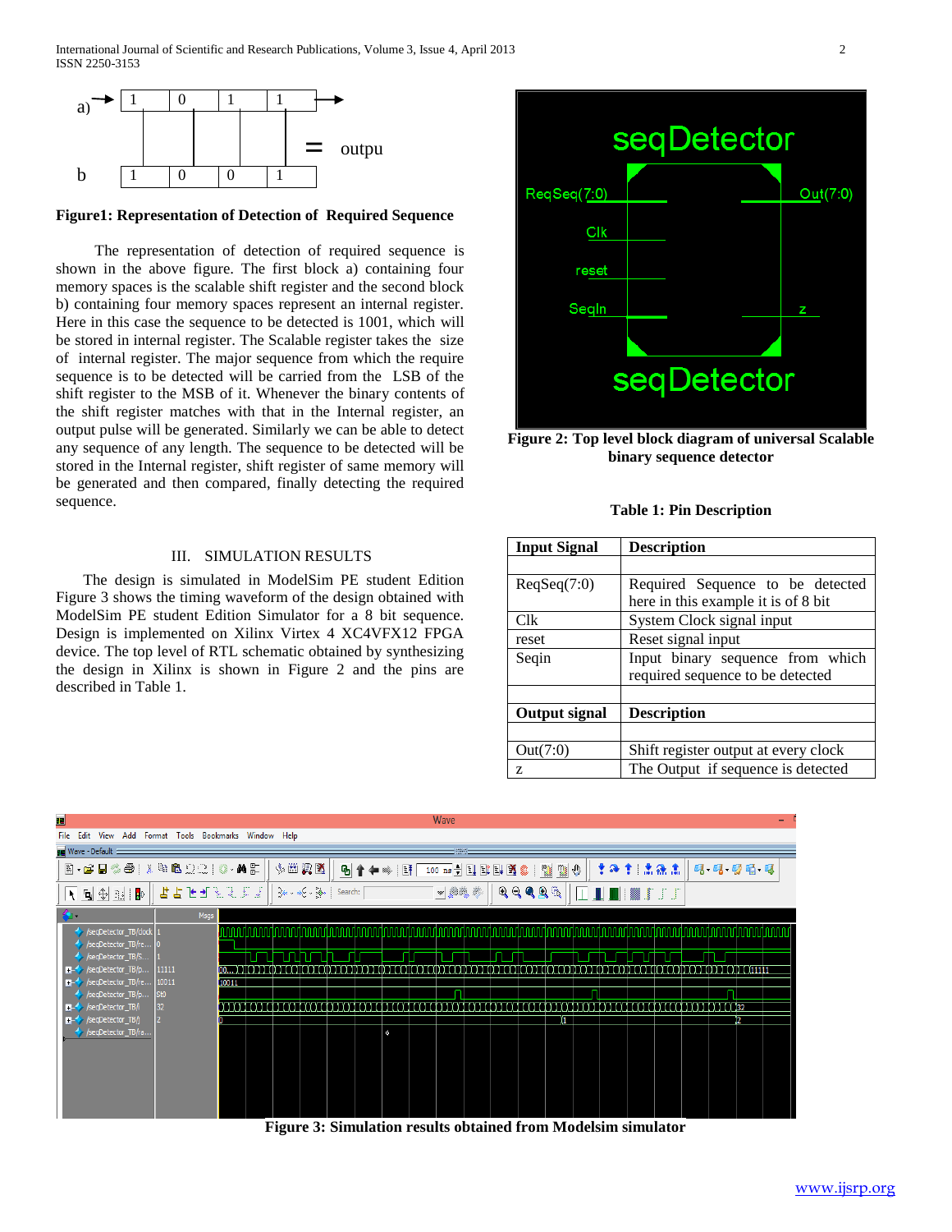**Figure1: Representation of Detection of Required Sequence**

The representation of detection of required sequence is shown in the above figure. The first block a) containing four memory spaces is the scalable shift register and the second block b) containing four memory spaces represent an internal register. Here in this case the sequence to be detected is 1001, which will be stored in internal register. The Scalable register takes the size of internal register. The major sequence from which the require sequence is to be detected will be carried from the LSB of the shift register to the MSB of it. Whenever the binary contents of the shift register matches with that in the Internal register, an output pulse will be generated. Similarly we can be able to detect any sequence of any length. The sequence to be detected will be stored in the Internal register, shift register of same memory will be generated and then compared, finally detecting the required sequence.

## III. SIMULATION RESULTS

The design is simulated in ModelSim PE student Edition Figure 3 shows the timing waveform of the design obtained with ModelSim PE student Edition Simulator for a 8 bit sequence. Design is implemented on Xilinx Virtex 4 XC4VFX12 FPGA device. The top level of RTL schematic obtained by synthesizing the design in Xilinx is shown in Figure 2 and the pins are described in Table 1.

**Figure 2: Top level block diagram of universal Scalable binary sequence detector**

**Table 1: Pin Description**

| Input Signal | Description |
|---|---|
| ReqSeq(7:0) | Required Sequence to be detected here in this example it is of 8 bit |
| Clk | System Clock signal input |
| reset | Reset signal input |
| Seqin | Input binary sequence from which required sequence to be detected |
| **Output signal** | **Description** |
| Out(7:0) | Shift register output at every clock |
| z | The Output if sequence is detected |

**Figure 3: Simulation results obtained from Modelsim simulator**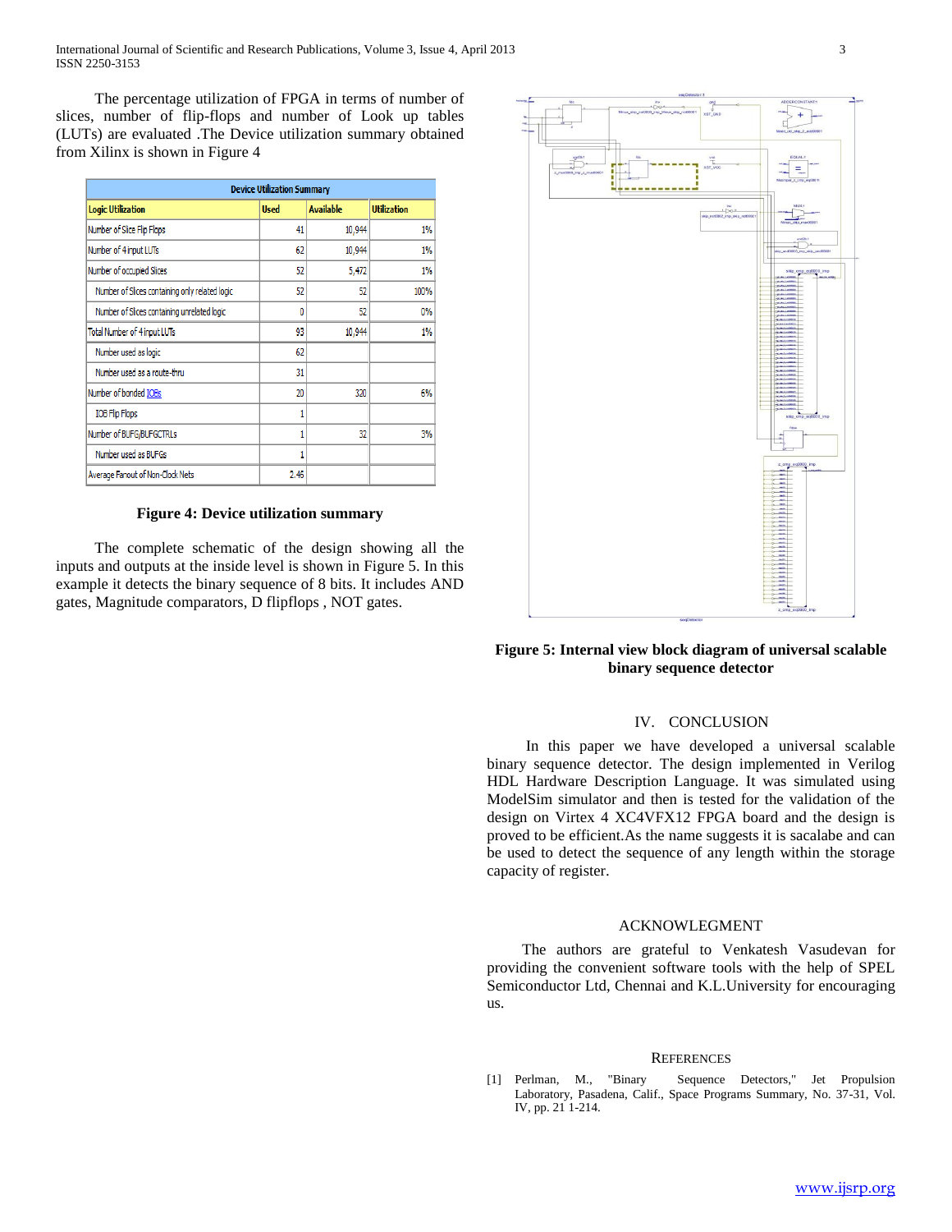The percentage utilization of FPGA in terms of number of slices, number of flip-flops and number of Look up tables (LUTs) are evaluated .The Device utilization summary obtained from Xilinx is shown in Figure 4

| Device Utilization Summary | | | |
|---|---|---|---|
| Logic Utilization | Used | Available | Utilization |
| Number of Slice Flip Flops | 41 | 10,944 | 1% |
| Number of 4 input LUTs | 62 | 10,944 | 1% |
| Number of occupied Slices | 52 | 5,472 | 1% |
| Number of Slices containing only related logic | 52 | 52 | 100% |
| Number of Slices containing unrelated logic | 0 | 52 | 0% |
| Total Number of 4 input LUTs | 93 | 10,944 | 1% |
| Number used as logic | 62 | | |
| Number used as a route-thru | 31 | | |
| Number of bonded IOBs | 20 | 320 | 6% |
| IOB Flip Flops | 1 | | |
| Number of BUFG/BUFGCTRLs | 1 | 32 | 3% |
| Number used as BUFGs | 1 | | |
| Average Fanout of Non-Clock Nets | 2.46 | | |

**Figure 4: Device utilization summary**

The complete schematic of the design showing all the inputs and outputs at the inside level is shown in Figure 5. In this example it detects the binary sequence of 8 bits. It includes AND gates, Magnitude comparators, D flipflops , NOT gates.

**Figure 5: Internal view block diagram of universal scalable binary sequence detector**

## IV. CONCLUSION

In this paper we have developed a universal scalable binary sequence detector. The design implemented in Verilog HDL Hardware Description Language. It was simulated using ModelSim simulator and then is tested for the validation of the design on Virtex 4 XC4VFX12 FPGA board and the design is proved to be efficient.As the name suggests it is sacalabe and can be used to detect the sequence of any length within the storage capacity of register.

## ACKNOWLEGMENT

The authors are grateful to Venkatesh Vasudevan for providing the convenient software tools with the help of SPEL Semiconductor Ltd, Chennai and K.L.University for encouraging us.

## REFERENCES

[1] Perlman, M., "Binary Sequence Detectors," Jet Propulsion Laboratory, Pasadena, Calif., Space Programs Summary, No. 37-31, Vol. IV, pp. 21 1-214.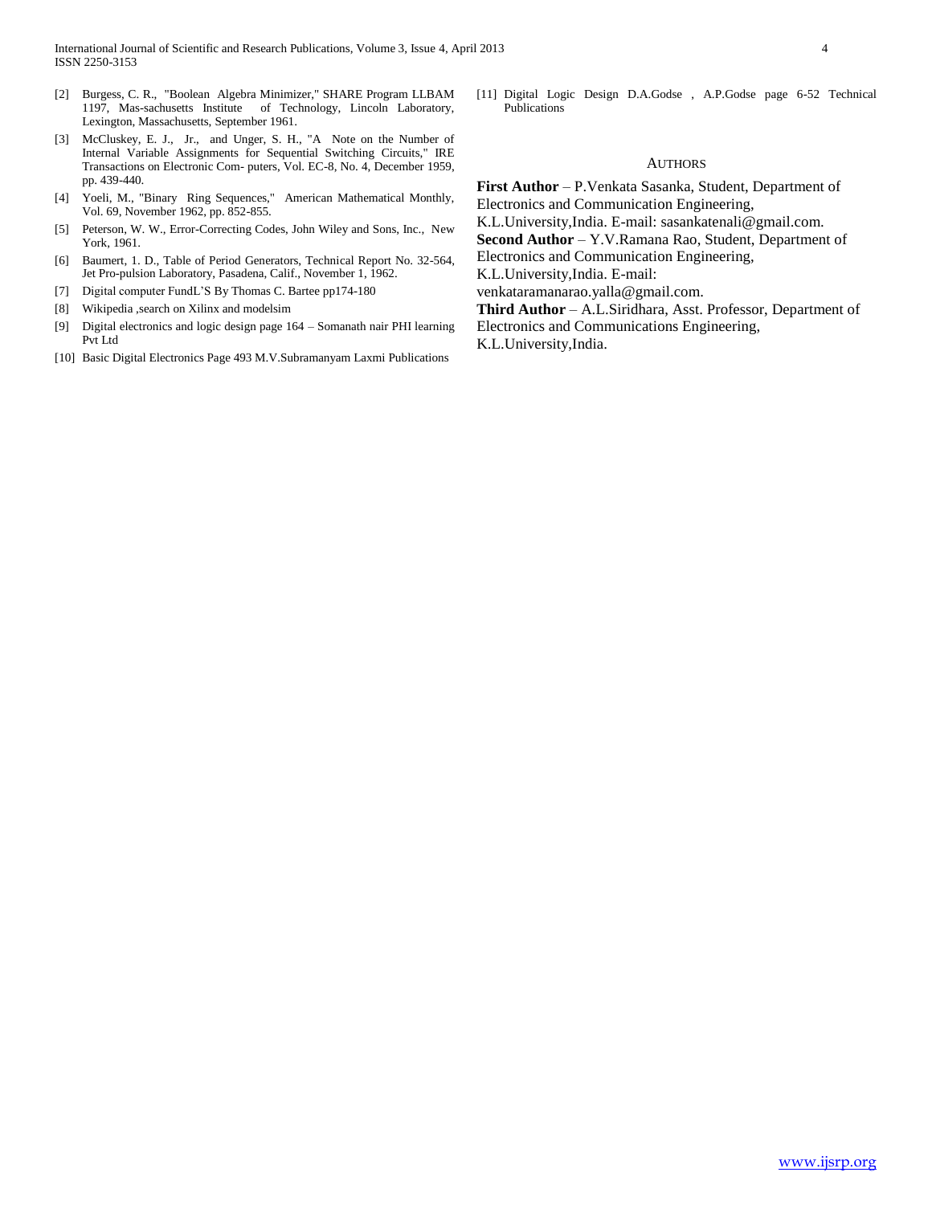[2] Burgess, C. R., "Boolean Algebra Minimizer," SHARE Program LLBAM 1197, Mas-sachusetts Institute of Technology, Lincoln Laboratory, Lexington, Massachusetts, September 1961.

[3] McCluskey, E. J., Jr., and Unger, S. H., "A Note on the Number of Internal Variable Assignments for Sequential Switching Circuits," IRE Transactions on Electronic Com- puters, Vol. EC-8, No. 4, December 1959, pp. 439-440.

[4] Yoeli, M., "Binary Ring Sequences," American Mathematical Monthly, Vol. 69, November 1962, pp. 852-855.

[5] Peterson, W. W., Error-Correcting Codes, John Wiley and Sons, Inc., New York, 1961.

[6] Baumert, 1. D., Table of Period Generators, Technical Report No. 32-564, Jet Pro-pulsion Laboratory, Pasadena, Calif., November 1, 1962.

[7] Digital computer FundL'S By Thomas C. Bartee pp174-180

[8] Wikipedia ,search on Xilinx and modelsim

[9] Digital electronics and logic design page 164 – Somanath nair PHI learning Pvt Ltd

[10] Basic Digital Electronics Page 493 M.V.Subramanyam Laxmi Publications

[11] Digital Logic Design D.A.Godse , A.P.Godse page 6-52 Technical Publications

## AUTHORS

**First Author** – P.Venkata Sasanka, Student, Department of Electronics and Communication Engineering, K.L.University,India. E-mail: sasankatenali@gmail.com.

**Second Author** – Y.V.Ramana Rao, Student, Department of Electronics and Communication Engineering, K.L.University,India. E-mail: venkataramanarao.yalla@gmail.com.

**Third Author** – A.L.Siridhara, Asst. Professor, Department of Electronics and Communications Engineering, K.L.University,India.